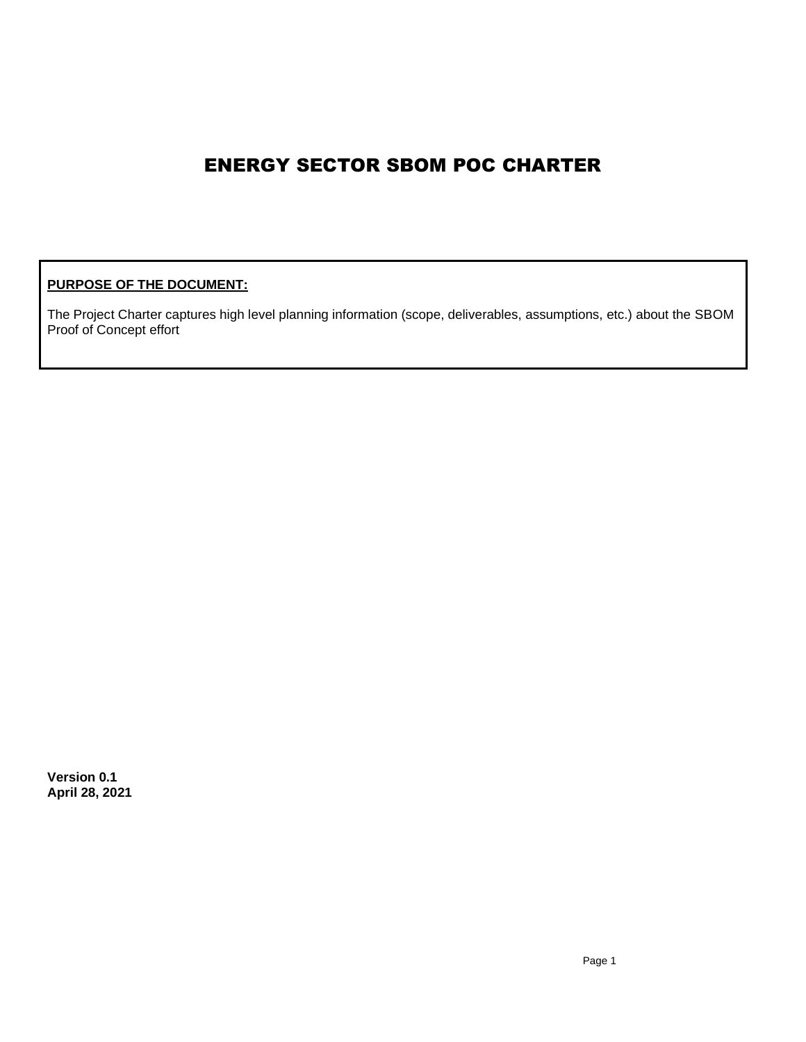# ENERGY SECTOR SBOM POC CHARTER

**PURPOSE OF THE DOCUMENT:**

The Project Charter captures high level planning information (scope, deliverables, assumptions, etc.) about the SBOM Proof of Concept effort

**Version 0.1**
**April 28, 2021**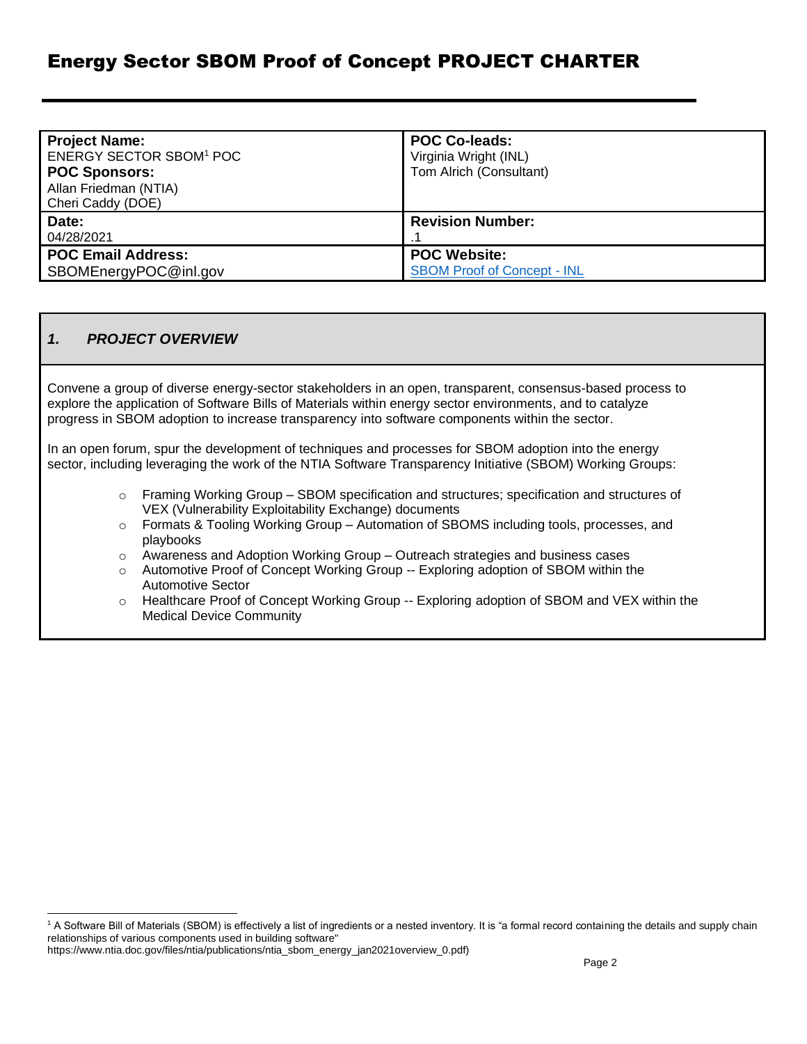# Energy Sector SBOM Proof of Concept PROJECT CHARTER

| **Project Name:**<br>ENERGY SECTOR SBOM[1] POC<br>**POC Sponsors:**<br>Allan Friedman (NTIA)<br>Cheri Caddy (DOE) | **POC Co-leads:**<br>Virginia Wright (INL)<br>Tom Alrich (Consultant) |
|---|---|
| **Date:**<br>04/28/2021 | **Revision Number:**<br>.1 |
| **POC Email Address:**<br>SBOMEnergyPOC@inl.gov | **POC Website:**<br>[SBOM Proof of Concept - INL]() |

## *1. PROJECT OVERVIEW*

Convene a group of diverse energy-sector stakeholders in an open, transparent, consensus-based process to explore the application of Software Bills of Materials within energy sector environments, and to catalyze progress in SBOM adoption to increase transparency into software components within the sector.

In an open forum, spur the development of techniques and processes for SBOM adoption into the energy sector, including leveraging the work of the NTIA Software Transparency Initiative (SBOM) Working Groups:

- Framing Working Group – SBOM specification and structures; specification and structures of VEX (Vulnerability Exploitability Exchange) documents
- Formats & Tooling Working Group – Automation of SBOMS including tools, processes, and playbooks
- Awareness and Adoption Working Group – Outreach strategies and business cases
- Automotive Proof of Concept Working Group -- Exploring adoption of SBOM within the Automotive Sector
- Healthcare Proof of Concept Working Group -- Exploring adoption of SBOM and VEX within the Medical Device Community

[1] A Software Bill of Materials (SBOM) is effectively a list of ingredients or a nested inventory. It is "a formal record containing the details and supply chain relationships of various components used in building software"
https://www.ntia.doc.gov/files/ntia/publications/ntia_sbom_energy_jan2021overview_0.pdf)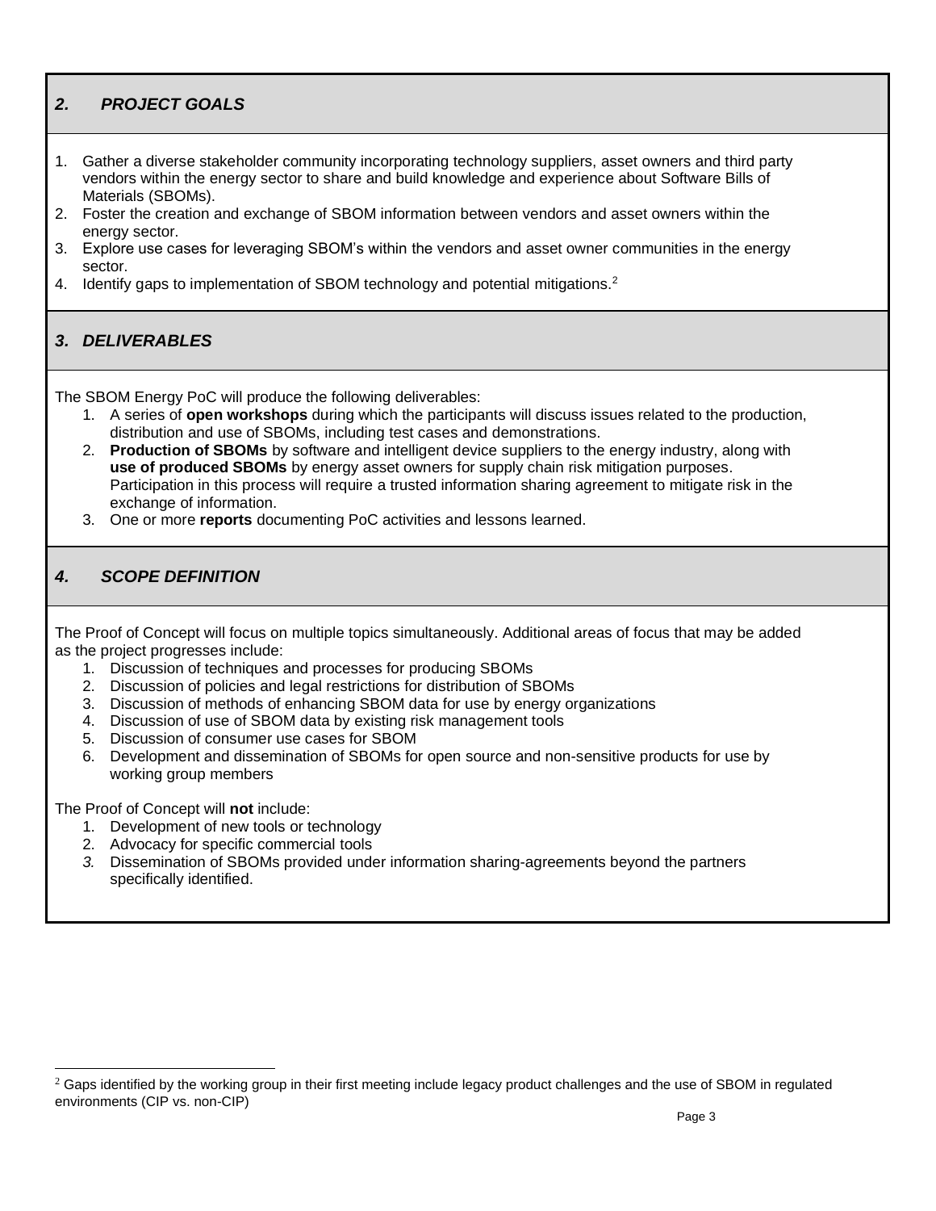## *2. PROJECT GOALS*

1. Gather a diverse stakeholder community incorporating technology suppliers, asset owners and third party vendors within the energy sector to share and build knowledge and experience about Software Bills of Materials (SBOMs).
2. Foster the creation and exchange of SBOM information between vendors and asset owners within the energy sector.
3. Explore use cases for leveraging SBOM's within the vendors and asset owner communities in the energy sector.
4. Identify gaps to implementation of SBOM technology and potential mitigations.[2]

## *3. DELIVERABLES*

The SBOM Energy PoC will produce the following deliverables:

1. A series of **open workshops** during which the participants will discuss issues related to the production, distribution and use of SBOMs, including test cases and demonstrations.
2. **Production of SBOMs** by software and intelligent device suppliers to the energy industry, along with **use of produced SBOMs** by energy asset owners for supply chain risk mitigation purposes. Participation in this process will require a trusted information sharing agreement to mitigate risk in the exchange of information.
3. One or more **reports** documenting PoC activities and lessons learned.

## *4. SCOPE DEFINITION*

The Proof of Concept will focus on multiple topics simultaneously. Additional areas of focus that may be added as the project progresses include:

1. Discussion of techniques and processes for producing SBOMs
2. Discussion of policies and legal restrictions for distribution of SBOMs
3. Discussion of methods of enhancing SBOM data for use by energy organizations
4. Discussion of use of SBOM data by existing risk management tools
5. Discussion of consumer use cases for SBOM
6. Development and dissemination of SBOMs for open source and non-sensitive products for use by working group members

The Proof of Concept will **not** include:

1. Development of new tools or technology
2. Advocacy for specific commercial tools
3. Dissemination of SBOMs provided under information sharing-agreements beyond the partners specifically identified.

---

[2] Gaps identified by the working group in their first meeting include legacy product challenges and the use of SBOM in regulated environments (CIP vs. non-CIP)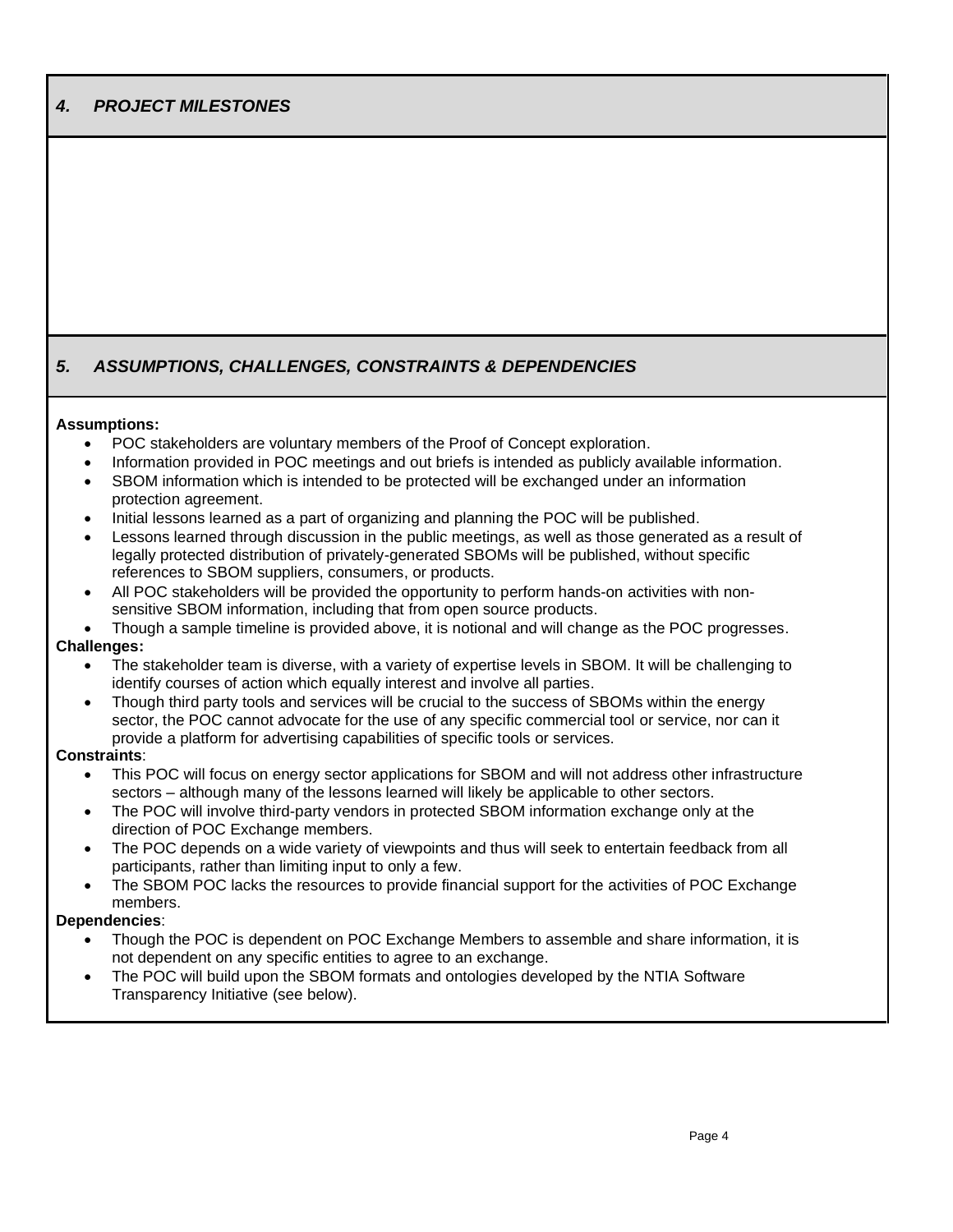## *4. PROJECT MILESTONES*

## *5. ASSUMPTIONS, CHALLENGES, CONSTRAINTS & DEPENDENCIES*

**Assumptions:**

- POC stakeholders are voluntary members of the Proof of Concept exploration.
- Information provided in POC meetings and out briefs is intended as publicly available information.
- SBOM information which is intended to be protected will be exchanged under an information protection agreement.
- Initial lessons learned as a part of organizing and planning the POC will be published.
- Lessons learned through discussion in the public meetings, as well as those generated as a result of legally protected distribution of privately-generated SBOMs will be published, without specific references to SBOM suppliers, consumers, or products.
- All POC stakeholders will be provided the opportunity to perform hands-on activities with non-sensitive SBOM information, including that from open source products.
- Though a sample timeline is provided above, it is notional and will change as the POC progresses.

**Challenges:**

- The stakeholder team is diverse, with a variety of expertise levels in SBOM. It will be challenging to identify courses of action which equally interest and involve all parties.
- Though third party tools and services will be crucial to the success of SBOMs within the energy sector, the POC cannot advocate for the use of any specific commercial tool or service, nor can it provide a platform for advertising capabilities of specific tools or services.

**Constraints**:

- This POC will focus on energy sector applications for SBOM and will not address other infrastructure sectors – although many of the lessons learned will likely be applicable to other sectors.
- The POC will involve third-party vendors in protected SBOM information exchange only at the direction of POC Exchange members.
- The POC depends on a wide variety of viewpoints and thus will seek to entertain feedback from all participants, rather than limiting input to only a few.
- The SBOM POC lacks the resources to provide financial support for the activities of POC Exchange members.

**Dependencies**:

- Though the POC is dependent on POC Exchange Members to assemble and share information, it is not dependent on any specific entities to agree to an exchange.
- The POC will build upon the SBOM formats and ontologies developed by the NTIA Software Transparency Initiative (see below).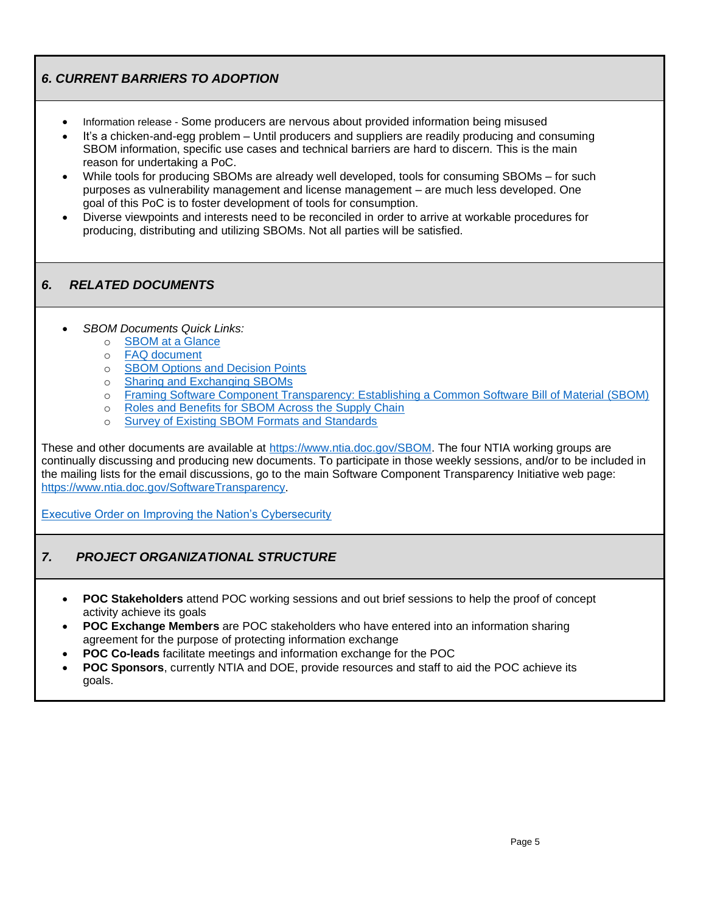## *6. CURRENT BARRIERS TO ADOPTION*

- Information release - Some producers are nervous about provided information being misused
- It's a chicken-and-egg problem – Until producers and suppliers are readily producing and consuming SBOM information, specific use cases and technical barriers are hard to discern. This is the main reason for undertaking a PoC.
- While tools for producing SBOMs are already well developed, tools for consuming SBOMs – for such purposes as vulnerability management and license management – are much less developed. One goal of this PoC is to foster development of tools for consumption.
- Diverse viewpoints and interests need to be reconciled in order to arrive at workable procedures for producing, distributing and utilizing SBOMs. Not all parties will be satisfied.

## *6. RELATED DOCUMENTS*

- *SBOM Documents Quick Links:*
  - SBOM at a Glance
  - FAQ document
  - SBOM Options and Decision Points
  - Sharing and Exchanging SBOMs
  - Framing Software Component Transparency: Establishing a Common Software Bill of Material (SBOM)
  - Roles and Benefits for SBOM Across the Supply Chain
  - Survey of Existing SBOM Formats and Standards

These and other documents are available at https://www.ntia.doc.gov/SBOM. The four NTIA working groups are continually discussing and producing new documents. To participate in those weekly sessions, and/or to be included in the mailing lists for the email discussions, go to the main Software Component Transparency Initiative web page: https://www.ntia.doc.gov/SoftwareTransparency.

Executive Order on Improving the Nation's Cybersecurity

## *7. PROJECT ORGANIZATIONAL STRUCTURE*

- **POC Stakeholders** attend POC working sessions and out brief sessions to help the proof of concept activity achieve its goals
- **POC Exchange Members** are POC stakeholders who have entered into an information sharing agreement for the purpose of protecting information exchange
- **POC Co-leads** facilitate meetings and information exchange for the POC
- **POC Sponsors**, currently NTIA and DOE, provide resources and staff to aid the POC achieve its goals.